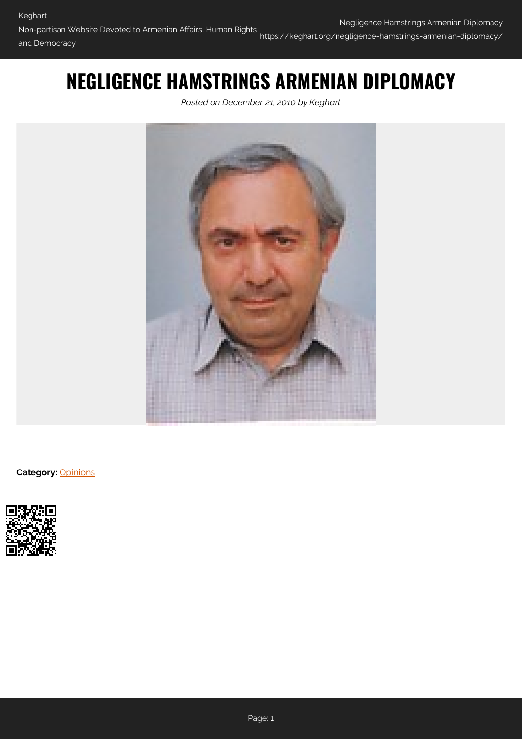# NEGLIGENCE HAMSTRINGS ARMENIAN DIPLOMACY

*Posted on December 21, 2010 by Keghart*

**Category:** Opinions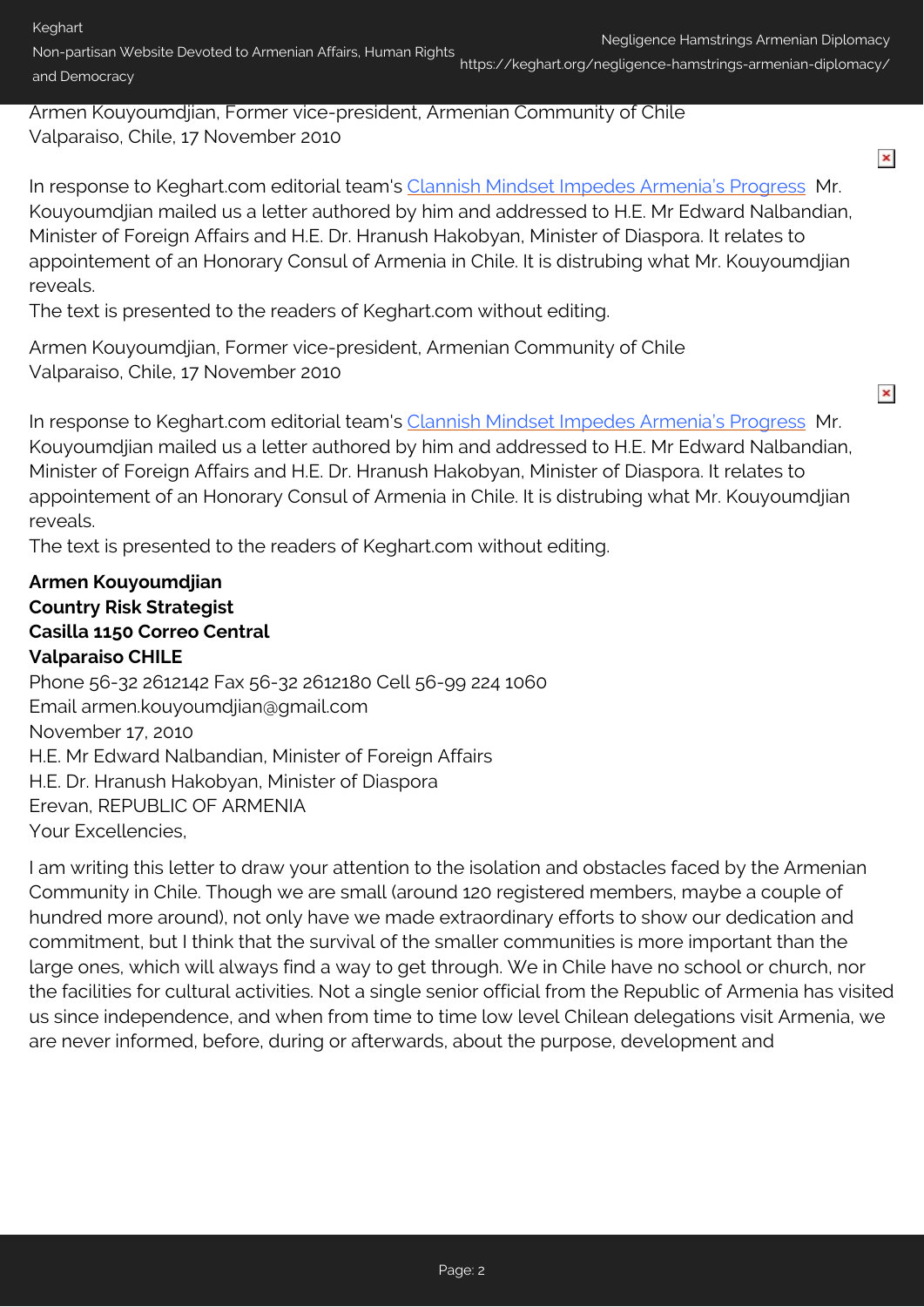Armen Kouyoumdjian, Former vice-president, Armenian Community of Chile
Valparaiso, Chile, 17 November 2010

In response to Keghart.com editorial team's Clannish Mindset Impedes Armenia's Progress Mr. Kouyoumdjian mailed us a letter authored by him and addressed to H.E. Mr Edward Nalbandian, Minister of Foreign Affairs and H.E. Dr. Hranush Hakobyan, Minister of Diaspora. It relates to appointement of an Honorary Consul of Armenia in Chile. It is distrubing what Mr. Kouyoumdjian reveals.
The text is presented to the readers of Keghart.com without editing.

Armen Kouyoumdjian, Former vice-president, Armenian Community of Chile
Valparaiso, Chile, 17 November 2010

In response to Keghart.com editorial team's Clannish Mindset Impedes Armenia's Progress Mr. Kouyoumdjian mailed us a letter authored by him and addressed to H.E. Mr Edward Nalbandian, Minister of Foreign Affairs and H.E. Dr. Hranush Hakobyan, Minister of Diaspora. It relates to appointement of an Honorary Consul of Armenia in Chile. It is distrubing what Mr. Kouyoumdjian reveals.
The text is presented to the readers of Keghart.com without editing.

**Armen Kouyoumdjian**
**Country Risk Strategist**
**Casilla 1150 Correo Central**
**Valparaiso CHILE**
Phone 56-32 2612142 Fax 56-32 2612180 Cell 56-99 224 1060
Email armen.kouyoumdjian@gmail.com
November 17, 2010
H.E. Mr Edward Nalbandian, Minister of Foreign Affairs
H.E. Dr. Hranush Hakobyan, Minister of Diaspora
Erevan, REPUBLIC OF ARMENIA
Your Excellencies,

I am writing this letter to draw your attention to the isolation and obstacles faced by the Armenian Community in Chile. Though we are small (around 120 registered members, maybe a couple of hundred more around), not only have we made extraordinary efforts to show our dedication and commitment, but I think that the survival of the smaller communities is more important than the large ones, which will always find a way to get through. We in Chile have no school or church, nor the facilities for cultural activities. Not a single senior official from the Republic of Armenia has visited us since independence, and when from time to time low level Chilean delegations visit Armenia, we are never informed, before, during or afterwards, about the purpose, development and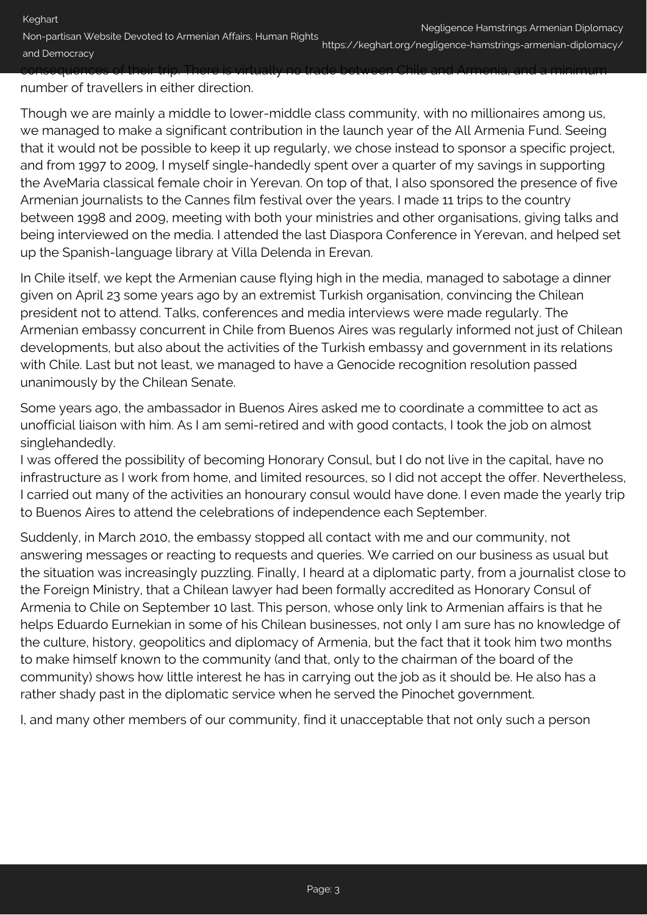consequences of their trip. There is virtually no trade between Chile and Armenia, and a minimum number of travellers in either direction.

Though we are mainly a middle to lower-middle class community, with no millionaires among us, we managed to make a significant contribution in the launch year of the All Armenia Fund. Seeing that it would not be possible to keep it up regularly, we chose instead to sponsor a specific project, and from 1997 to 2009, I myself single-handedly spent over a quarter of my savings in supporting the AveMaria classical female choir in Yerevan. On top of that, I also sponsored the presence of five Armenian journalists to the Cannes film festival over the years. I made 11 trips to the country between 1998 and 2009, meeting with both your ministries and other organisations, giving talks and being interviewed on the media. I attended the last Diaspora Conference in Yerevan, and helped set up the Spanish-language library at Villa Delenda in Erevan.

In Chile itself, we kept the Armenian cause flying high in the media, managed to sabotage a dinner given on April 23 some years ago by an extremist Turkish organisation, convincing the Chilean president not to attend. Talks, conferences and media interviews were made regularly. The Armenian embassy concurrent in Chile from Buenos Aires was regularly informed not just of Chilean developments, but also about the activities of the Turkish embassy and government in its relations with Chile. Last but not least, we managed to have a Genocide recognition resolution passed unanimously by the Chilean Senate.

Some years ago, the ambassador in Buenos Aires asked me to coordinate a committee to act as unofficial liaison with him. As I am semi-retired and with good contacts, I took the job on almost singlehandedly.
I was offered the possibility of becoming Honorary Consul, but I do not live in the capital, have no infrastructure as I work from home, and limited resources, so I did not accept the offer. Nevertheless, I carried out many of the activities an honourary consul would have done. I even made the yearly trip to Buenos Aires to attend the celebrations of independence each September.

Suddenly, in March 2010, the embassy stopped all contact with me and our community, not answering messages or reacting to requests and queries. We carried on our business as usual but the situation was increasingly puzzling. Finally, I heard at a diplomatic party, from a journalist close to the Foreign Ministry, that a Chilean lawyer had been formally accredited as Honorary Consul of Armenia to Chile on September 10 last. This person, whose only link to Armenian affairs is that he helps Eduardo Eurnekian in some of his Chilean businesses, not only I am sure has no knowledge of the culture, history, geopolitics and diplomacy of Armenia, but the fact that it took him two months to make himself known to the community (and that, only to the chairman of the board of the community) shows how little interest he has in carrying out the job as it should be. He also has a rather shady past in the diplomatic service when he served the Pinochet government.

I, and many other members of our community, find it unacceptable that not only such a person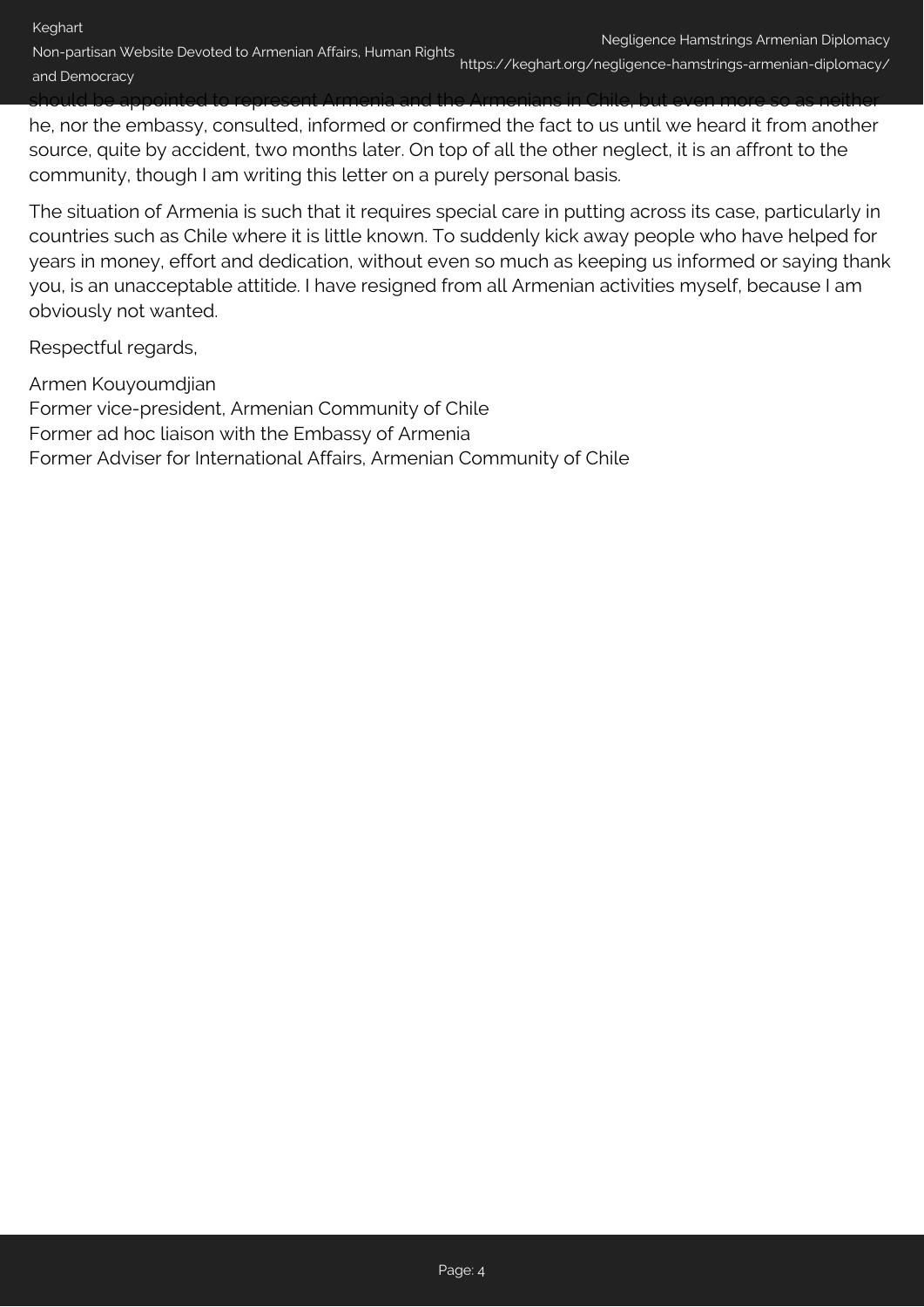should be appointed to represent Armenia and the Armenians in Chile, but even more so as neither he, nor the embassy, consulted, informed or confirmed the fact to us until we heard it from another source, quite by accident, two months later. On top of all the other neglect, it is an affront to the community, though I am writing this letter on a purely personal basis.

The situation of Armenia is such that it requires special care in putting across its case, particularly in countries such as Chile where it is little known. To suddenly kick away people who have helped for years in money, effort and dedication, without even so much as keeping us informed or saying thank you, is an unacceptable attitide. I have resigned from all Armenian activities myself, because I am obviously not wanted.

Respectful regards,

Armen Kouyoumdjian
Former vice-president, Armenian Community of Chile
Former ad hoc liaison with the Embassy of Armenia
Former Adviser for International Affairs, Armenian Community of Chile